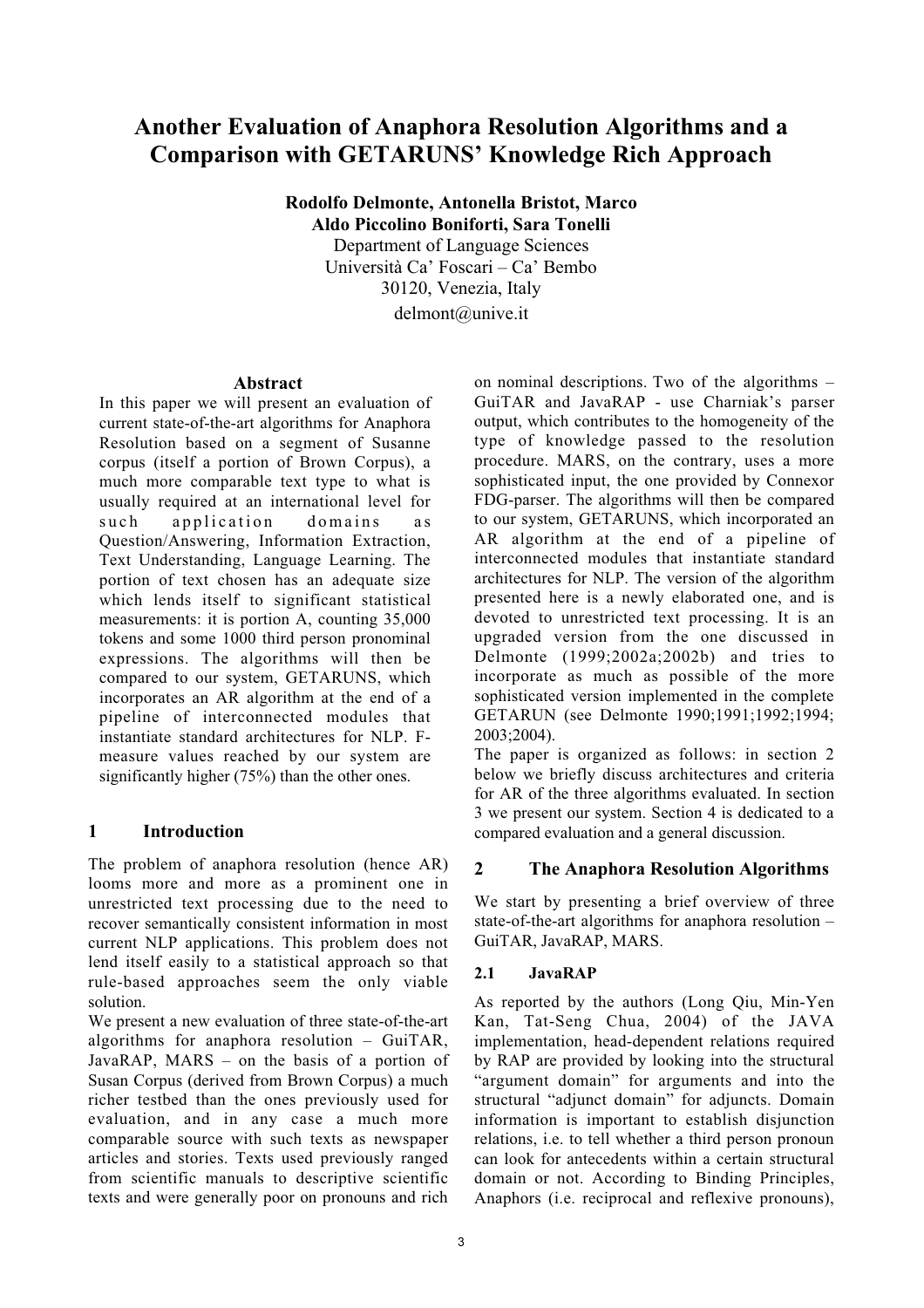# Another Evaluation of Anaphora Resolution Algorithms and a Comparison with GETARUNS' Knowledge Rich Approach

**Rodolfo Delmonte, Antonella Bristot, Marco Aldo Piccolino Boniforti, Sara Tonelli**
Department of Language Sciences
Università Ca' Foscari – Ca' Bembo
30120, Venezia, Italy
delmont@unive.it

## Abstract

In this paper we will present an evaluation of current state-of-the-art algorithms for Anaphora Resolution based on a segment of Susanne corpus (itself a portion of Brown Corpus), a much more comparable text type to what is usually required at an international level for such application domains as Question/Answering, Information Extraction, Text Understanding, Language Learning. The portion of text chosen has an adequate size which lends itself to significant statistical measurements: it is portion A, counting 35,000 tokens and some 1000 third person pronominal expressions. The algorithms will then be compared to our system, GETARUNS, which incorporates an AR algorithm at the end of a pipeline of interconnected modules that instantiate standard architectures for NLP. F-measure values reached by our system are significantly higher (75%) than the other ones.

## 1 Introduction

The problem of anaphora resolution (hence AR) looms more and more as a prominent one in unrestricted text processing due to the need to recover semantically consistent information in most current NLP applications. This problem does not lend itself easily to a statistical approach so that rule-based approaches seem the only viable solution.

We present a new evaluation of three state-of-the-art algorithms for anaphora resolution – GuiTAR, JavaRAP, MARS – on the basis of a portion of Susan Corpus (derived from Brown Corpus) a much richer testbed than the ones previously used for evaluation, and in any case a much more comparable source with such texts as newspaper articles and stories. Texts used previously ranged from scientific manuals to descriptive scientific texts and were generally poor on pronouns and rich on nominal descriptions. Two of the algorithms – GuiTAR and JavaRAP - use Charniak's parser output, which contributes to the homogeneity of the type of knowledge passed to the resolution procedure. MARS, on the contrary, uses a more sophisticated input, the one provided by Connexor FDG-parser. The algorithms will then be compared to our system, GETARUNS, which incorporated an AR algorithm at the end of a pipeline of interconnected modules that instantiate standard architectures for NLP. The version of the algorithm presented here is a newly elaborated one, and is devoted to unrestricted text processing. It is an upgraded version from the one discussed in Delmonte (1999;2002a;2002b) and tries to incorporate as much as possible of the more sophisticated version implemented in the complete GETARUN (see Delmonte 1990;1991;1992;1994; 2003;2004).

The paper is organized as follows: in section 2 below we briefly discuss architectures and criteria for AR of the three algorithms evaluated. In section 3 we present our system. Section 4 is dedicated to a compared evaluation and a general discussion.

## 2 The Anaphora Resolution Algorithms

We start by presenting a brief overview of three state-of-the-art algorithms for anaphora resolution – GuiTAR, JavaRAP, MARS.

### 2.1 JavaRAP

As reported by the authors (Long Qiu, Min-Yen Kan, Tat-Seng Chua, 2004) of the JAVA implementation, head-dependent relations required by RAP are provided by looking into the structural "argument domain" for arguments and into the structural "adjunct domain" for adjuncts. Domain information is important to establish disjunction relations, i.e. to tell whether a third person pronoun can look for antecedents within a certain structural domain or not. According to Binding Principles, Anaphors (i.e. reciprocal and reflexive pronouns),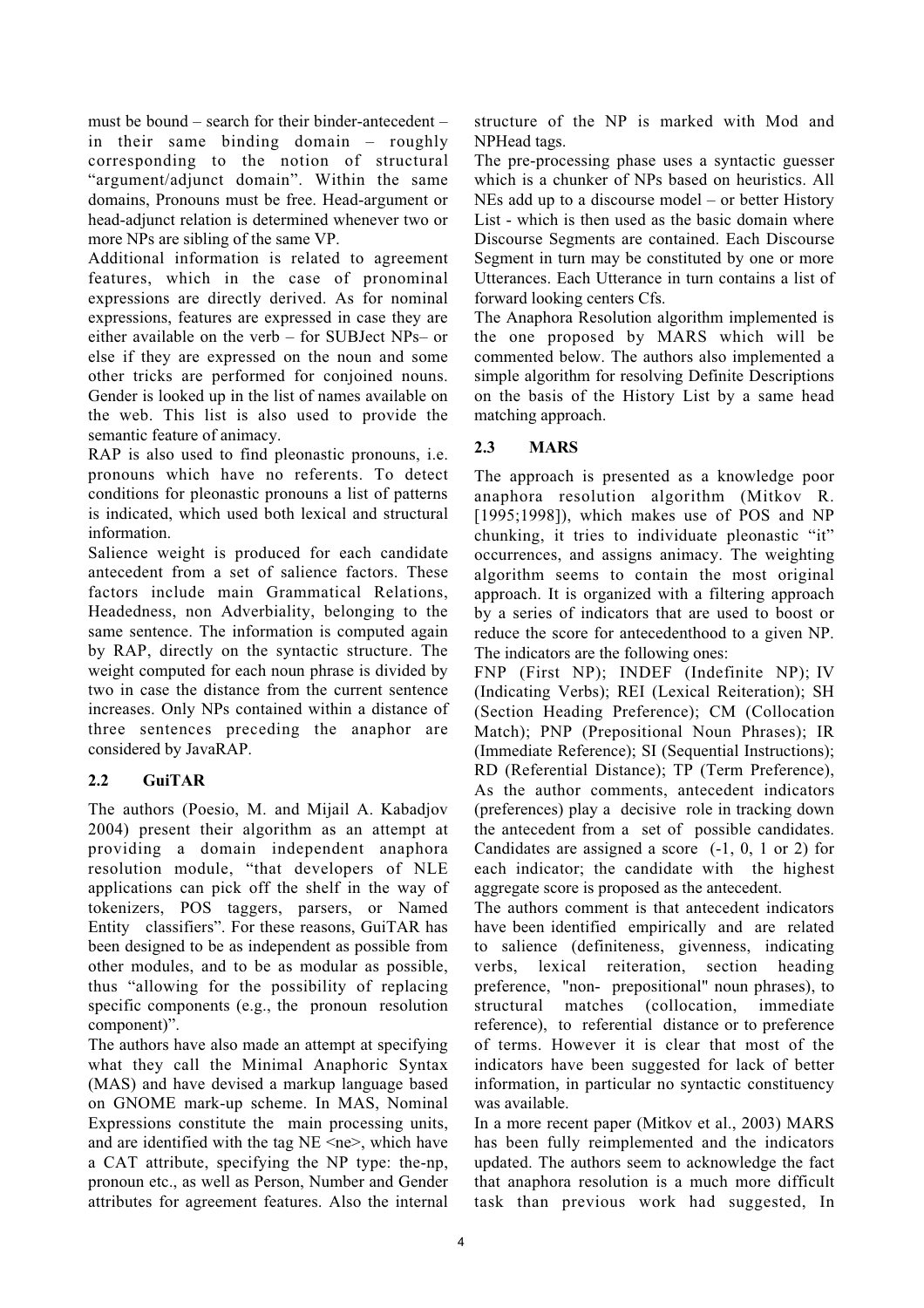must be bound – search for their binder-antecedent – in their same binding domain – roughly corresponding to the notion of structural "argument/adjunct domain". Within the same domains, Pronouns must be free. Head-argument or head-adjunct relation is determined whenever two or more NPs are sibling of the same VP.

Additional information is related to agreement features, which in the case of pronominal expressions are directly derived. As for nominal expressions, features are expressed in case they are either available on the verb – for SUBJect NPs– or else if they are expressed on the noun and some other tricks are performed for conjoined nouns. Gender is looked up in the list of names available on the web. This list is also used to provide the semantic feature of animacy.

RAP is also used to find pleonastic pronouns, i.e. pronouns which have no referents. To detect conditions for pleonastic pronouns a list of patterns is indicated, which used both lexical and structural information.

Salience weight is produced for each candidate antecedent from a set of salience factors. These factors include main Grammatical Relations, Headedness, non Adverbiality, belonging to the same sentence. The information is computed again by RAP, directly on the syntactic structure. The weight computed for each noun phrase is divided by two in case the distance from the current sentence increases. Only NPs contained within a distance of three sentences preceding the anaphor are considered by JavaRAP.

## 2.2 GuiTAR

The authors (Poesio, M. and Mijail A. Kabadjov 2004) present their algorithm as an attempt at providing a domain independent anaphora resolution module, "that developers of NLE applications can pick off the shelf in the way of tokenizers, POS taggers, parsers, or Named Entity classifiers". For these reasons, GuiTAR has been designed to be as independent as possible from other modules, and to be as modular as possible, thus "allowing for the possibility of replacing specific components (e.g., the pronoun resolution component)".

The authors have also made an attempt at specifying what they call the Minimal Anaphoric Syntax (MAS) and have devised a markup language based on GNOME mark-up scheme. In MAS, Nominal Expressions constitute the main processing units, and are identified with the tag NE <ne>, which have a CAT attribute, specifying the NP type: the-np, pronoun etc., as well as Person, Number and Gender attributes for agreement features. Also the internal structure of the NP is marked with Mod and NPHead tags.

The pre-processing phase uses a syntactic guesser which is a chunker of NPs based on heuristics. All NEs add up to a discourse model – or better History List - which is then used as the basic domain where Discourse Segments are contained. Each Discourse Segment in turn may be constituted by one or more Utterances. Each Utterance in turn contains a list of forward looking centers Cfs.

The Anaphora Resolution algorithm implemented is the one proposed by MARS which will be commented below. The authors also implemented a simple algorithm for resolving Definite Descriptions on the basis of the History List by a same head matching approach.

## 2.3 MARS

The approach is presented as a knowledge poor anaphora resolution algorithm (Mitkov R. [1995;1998]), which makes use of POS and NP chunking, it tries to individuate pleonastic "it" occurrences, and assigns animacy. The weighting algorithm seems to contain the most original approach. It is organized with a filtering approach by a series of indicators that are used to boost or reduce the score for antecedenthood to a given NP. The indicators are the following ones:

FNP (First NP); INDEF (Indefinite NP); IV (Indicating Verbs); REI (Lexical Reiteration); SH (Section Heading Preference); CM (Collocation Match); PNP (Prepositional Noun Phrases); IR (Immediate Reference); SI (Sequential Instructions); RD (Referential Distance); TP (Term Preference), As the author comments, antecedent indicators (preferences) play a decisive role in tracking down the antecedent from a set of possible candidates. Candidates are assigned a score (-1, 0, 1 or 2) for each indicator; the candidate with the highest aggregate score is proposed as the antecedent.

The authors comment is that antecedent indicators have been identified empirically and are related to salience (definiteness, givenness, indicating verbs, lexical reiteration, section heading preference, "non- prepositional" noun phrases), to structural matches (collocation, immediate reference), to referential distance or to preference of terms. However it is clear that most of the indicators have been suggested for lack of better information, in particular no syntactic constituency was available.

In a more recent paper (Mitkov et al., 2003) MARS has been fully reimplemented and the indicators updated. The authors seem to acknowledge the fact that anaphora resolution is a much more difficult task than previous work had suggested, In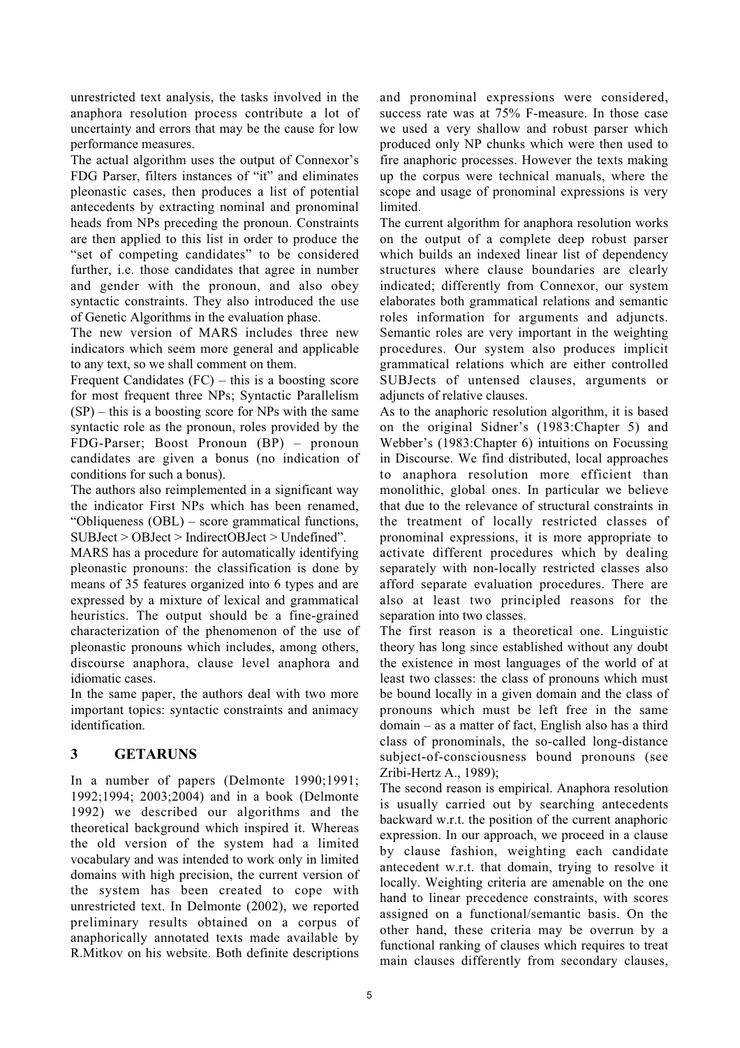unrestricted text analysis, the tasks involved in the anaphora resolution process contribute a lot of uncertainty and errors that may be the cause for low performance measures.

The actual algorithm uses the output of Connexor's FDG Parser, filters instances of "it" and eliminates pleonastic cases, then produces a list of potential antecedents by extracting nominal and pronominal heads from NPs preceding the pronoun. Constraints are then applied to this list in order to produce the "set of competing candidates" to be considered further, i.e. those candidates that agree in number and gender with the pronoun, and also obey syntactic constraints. They also introduced the use of Genetic Algorithms in the evaluation phase.

The new version of MARS includes three new indicators which seem more general and applicable to any text, so we shall comment on them.

Frequent Candidates (FC) – this is a boosting score for most frequent three NPs; Syntactic Parallelism (SP) – this is a boosting score for NPs with the same syntactic role as the pronoun, roles provided by the FDG-Parser; Boost Pronoun (BP) – pronoun candidates are given a bonus (no indication of conditions for such a bonus).

The authors also reimplemented in a significant way the indicator First NPs which has been renamed, "Obliqueness (OBL) – score grammatical functions, SUBJect > OBJect > IndirectOBJect > Undefined".

MARS has a procedure for automatically identifying pleonastic pronouns: the classification is done by means of 35 features organized into 6 types and are expressed by a mixture of lexical and grammatical heuristics. The output should be a fine-grained characterization of the phenomenon of the use of pleonastic pronouns which includes, among others, discourse anaphora, clause level anaphora and idiomatic cases.

In the same paper, the authors deal with two more important topics: syntactic constraints and animacy identification.

## 3 GETARUNS

In a number of papers (Delmonte 1990;1991; 1992;1994; 2003;2004) and in a book (Delmonte 1992) we described our algorithms and the theoretical background which inspired it. Whereas the old version of the system had a limited vocabulary and was intended to work only in limited domains with high precision, the current version of the system has been created to cope with unrestricted text. In Delmonte (2002), we reported preliminary results obtained on a corpus of anaphorically annotated texts made available by R.Mitkov on his website. Both definite descriptions and pronominal expressions were considered, success rate was at 75% F-measure. In those case we used a very shallow and robust parser which produced only NP chunks which were then used to fire anaphoric processes. However the texts making up the corpus were technical manuals, where the scope and usage of pronominal expressions is very limited.

The current algorithm for anaphora resolution works on the output of a complete deep robust parser which builds an indexed linear list of dependency structures where clause boundaries are clearly indicated; differently from Connexor, our system elaborates both grammatical relations and semantic roles information for arguments and adjuncts. Semantic roles are very important in the weighting procedures. Our system also produces implicit grammatical relations which are either controlled SUBJects of untensed clauses, arguments or adjuncts of relative clauses.

As to the anaphoric resolution algorithm, it is based on the original Sidner's (1983:Chapter 5) and Webber's (1983:Chapter 6) intuitions on Focussing in Discourse. We find distributed, local approaches to anaphora resolution more efficient than monolithic, global ones. In particular we believe that due to the relevance of structural constraints in the treatment of locally restricted classes of pronominal expressions, it is more appropriate to activate different procedures which by dealing separately with non-locally restricted classes also afford separate evaluation procedures. There are also at least two principled reasons for the separation into two classes.

The first reason is a theoretical one. Linguistic theory has long since established without any doubt the existence in most languages of the world of at least two classes: the class of pronouns which must be bound locally in a given domain and the class of pronouns which must be left free in the same domain – as a matter of fact, English also has a third class of pronominals, the so-called long-distance subject-of-consciousness bound pronouns (see Zribi-Hertz A., 1989);

The second reason is empirical. Anaphora resolution is usually carried out by searching antecedents backward w.r.t. the position of the current anaphoric expression. In our approach, we proceed in a clause by clause fashion, weighting each candidate antecedent w.r.t. that domain, trying to resolve it locally. Weighting criteria are amenable on the one hand to linear precedence constraints, with scores assigned on a functional/semantic basis. On the other hand, these criteria may be overrun by a functional ranking of clauses which requires to treat main clauses differently from secondary clauses,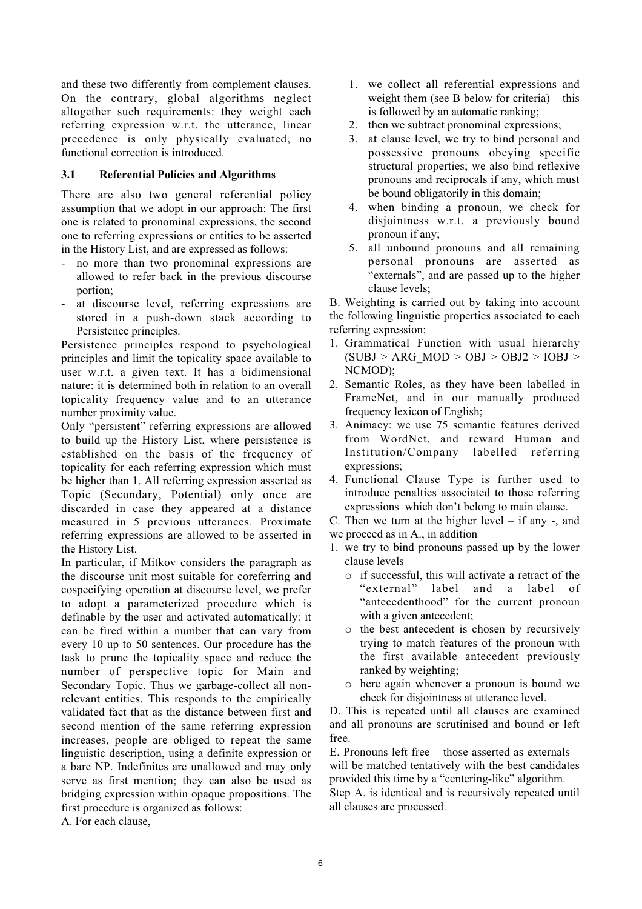and these two differently from complement clauses. On the contrary, global algorithms neglect altogether such requirements: they weight each referring expression w.r.t. the utterance, linear precedence is only physically evaluated, no functional correction is introduced.

### 3.1 Referential Policies and Algorithms

There are also two general referential policy assumption that we adopt in our approach: The first one is related to pronominal expressions, the second one to referring expressions or entities to be asserted in the History List, and are expressed as follows:

- no more than two pronominal expressions are allowed to refer back in the previous discourse portion;
- at discourse level, referring expressions are stored in a push-down stack according to Persistence principles.

Persistence principles respond to psychological principles and limit the topicality space available to user w.r.t. a given text. It has a bidimensional nature: it is determined both in relation to an overall topicality frequency value and to an utterance number proximity value.

Only "persistent" referring expressions are allowed to build up the History List, where persistence is established on the basis of the frequency of topicality for each referring expression which must be higher than 1. All referring expression asserted as Topic (Secondary, Potential) only once are discarded in case they appeared at a distance measured in 5 previous utterances. Proximate referring expressions are allowed to be asserted in the History List.

In particular, if Mitkov considers the paragraph as the discourse unit most suitable for coreferring and cospecifying operation at discourse level, we prefer to adopt a parameterized procedure which is definable by the user and activated automatically: it can be fired within a number that can vary from every 10 up to 50 sentences. Our procedure has the task to prune the topicality space and reduce the number of perspective topic for Main and Secondary Topic. Thus we garbage-collect all non-relevant entities. This responds to the empirically validated fact that as the distance between first and second mention of the same referring expression increases, people are obliged to repeat the same linguistic description, using a definite expression or a bare NP. Indefinites are unallowed and may only serve as first mention; they can also be used as bridging expression within opaque propositions. The first procedure is organized as follows:

A. For each clause,

1. we collect all referential expressions and weight them (see B below for criteria) – this is followed by an automatic ranking;
2. then we subtract pronominal expressions;
3. at clause level, we try to bind personal and possessive pronouns obeying specific structural properties; we also bind reflexive pronouns and reciprocals if any, which must be bound obligatorily in this domain;
4. when binding a pronoun, we check for disjointness w.r.t. a previously bound pronoun if any;
5. all unbound pronouns and all remaining personal pronouns are asserted as "externals", and are passed up to the higher clause levels;

B. Weighting is carried out by taking into account the following linguistic properties associated to each referring expression:

1. Grammatical Function with usual hierarchy (SUBJ > ARG_MOD > OBJ > OBJ2 > IOBJ > NCMOD);
2. Semantic Roles, as they have been labelled in FrameNet, and in our manually produced frequency lexicon of English;
3. Animacy: we use 75 semantic features derived from WordNet, and reward Human and Institution/Company labelled referring expressions;
4. Functional Clause Type is further used to introduce penalties associated to those referring expressions which don't belong to main clause.

C. Then we turn at the higher level – if any -, and we proceed as in A., in addition

1. we try to bind pronouns passed up by the lower clause levels
   - if successful, this will activate a retract of the "external" label and a label of "antecedenthood" for the current pronoun with a given antecedent;
   - the best antecedent is chosen by recursively trying to match features of the pronoun with the first available antecedent previously ranked by weighting;
   - here again whenever a pronoun is bound we check for disjointness at utterance level.

D. This is repeated until all clauses are examined and all pronouns are scrutinised and bound or left free.

E. Pronouns left free – those asserted as externals – will be matched tentatively with the best candidates provided this time by a "centering-like" algorithm.

Step A. is identical and is recursively repeated until all clauses are processed.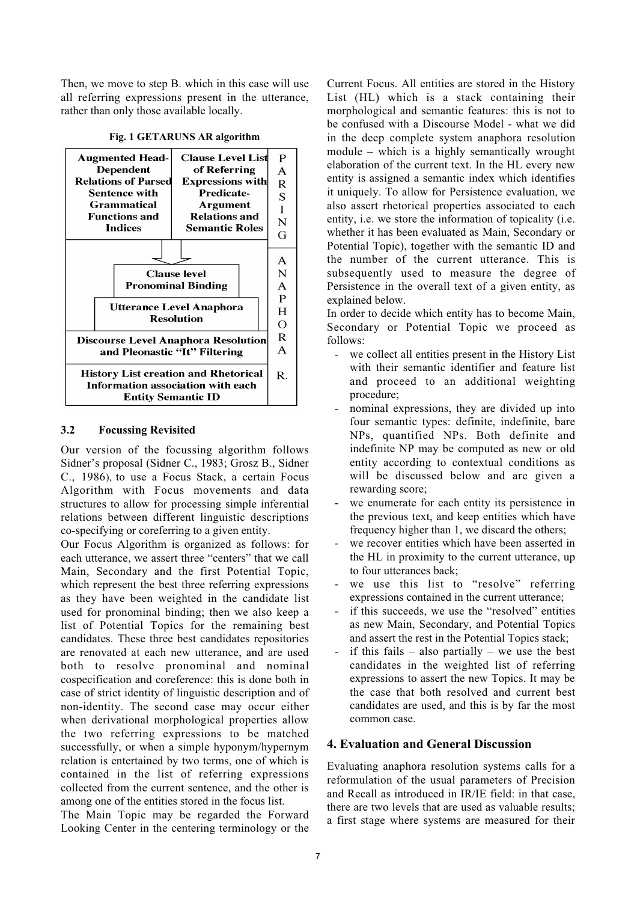Then, we move to step B. which in this case will use all referring expressions present in the utterance, rather than only those available locally.

**Fig. 1 GETARUNS AR algorithm**

| Augmented Head-Dependent Relations of Parsed Sentence with Grammatical Functions and Indices | Clause Level List of Referring Expressions with Predicate-Argument Relations and Semantic Roles | PARSING |
|---|---|---|
| Clause level Pronominal Binding | | ANAPHORA |
| Utterance Level Anaphora Resolution | | |
| Discourse Level Anaphora Resolution and Pleonastic "It" Filtering | | |
| History List creation and Rhetorical Information association with each Entity Semantic ID | | R. |

### 3.2 Focussing Revisited

Our version of the focussing algorithm follows Sidner's proposal (Sidner C., 1983; Grosz B., Sidner C., 1986), to use a Focus Stack, a certain Focus Algorithm with Focus movements and data structures to allow for processing simple inferential relations between different linguistic descriptions co-specifying or coreferring to a given entity.

Our Focus Algorithm is organized as follows: for each utterance, we assert three "centers" that we call Main, Secondary and the first Potential Topic, which represent the best three referring expressions as they have been weighted in the candidate list used for pronominal binding; then we also keep a list of Potential Topics for the remaining best candidates. These three best candidates repositories are renovated at each new utterance, and are used both to resolve pronominal and nominal cospecification and coreference: this is done both in case of strict identity of linguistic description and of non-identity. The second case may occur either when derivational morphological properties allow the two referring expressions to be matched successfully, or when a simple hyponym/hypernym relation is entertained by two terms, one of which is contained in the list of referring expressions collected from the current sentence, and the other is among one of the entities stored in the focus list.

The Main Topic may be regarded the Forward Looking Center in the centering terminology or the Current Focus. All entities are stored in the History List (HL) which is a stack containing their morphological and semantic features: this is not to be confused with a Discourse Model - what we did in the deep complete system anaphora resolution module – which is a highly semantically wrought elaboration of the current text. In the HL every new entity is assigned a semantic index which identifies it uniquely. To allow for Persistence evaluation, we also assert rhetorical properties associated to each entity, i.e. we store the information of topicality (i.e. whether it has been evaluated as Main, Secondary or Potential Topic), together with the semantic ID and the number of the current utterance. This is subsequently used to measure the degree of Persistence in the overall text of a given entity, as explained below.

In order to decide which entity has to become Main, Secondary or Potential Topic we proceed as follows:

- we collect all entities present in the History List with their semantic identifier and feature list and proceed to an additional weighting procedure;
- nominal expressions, they are divided up into four semantic types: definite, indefinite, bare NPs, quantified NPs. Both definite and indefinite NP may be computed as new or old entity according to contextual conditions as will be discussed below and are given a rewarding score;
- we enumerate for each entity its persistence in the previous text, and keep entities which have frequency higher than 1, we discard the others;
- we recover entities which have been asserted in the HL in proximity to the current utterance, up to four utterances back;
- we use this list to "resolve" referring expressions contained in the current utterance;
- if this succeeds, we use the "resolved" entities as new Main, Secondary, and Potential Topics and assert the rest in the Potential Topics stack;
- if this fails – also partially – we use the best candidates in the weighted list of referring expressions to assert the new Topics. It may be the case that both resolved and current best candidates are used, and this is by far the most common case.

## 4. Evaluation and General Discussion

Evaluating anaphora resolution systems calls for a reformulation of the usual parameters of Precision and Recall as introduced in IR/IE field: in that case, there are two levels that are used as valuable results; a first stage where systems are measured for their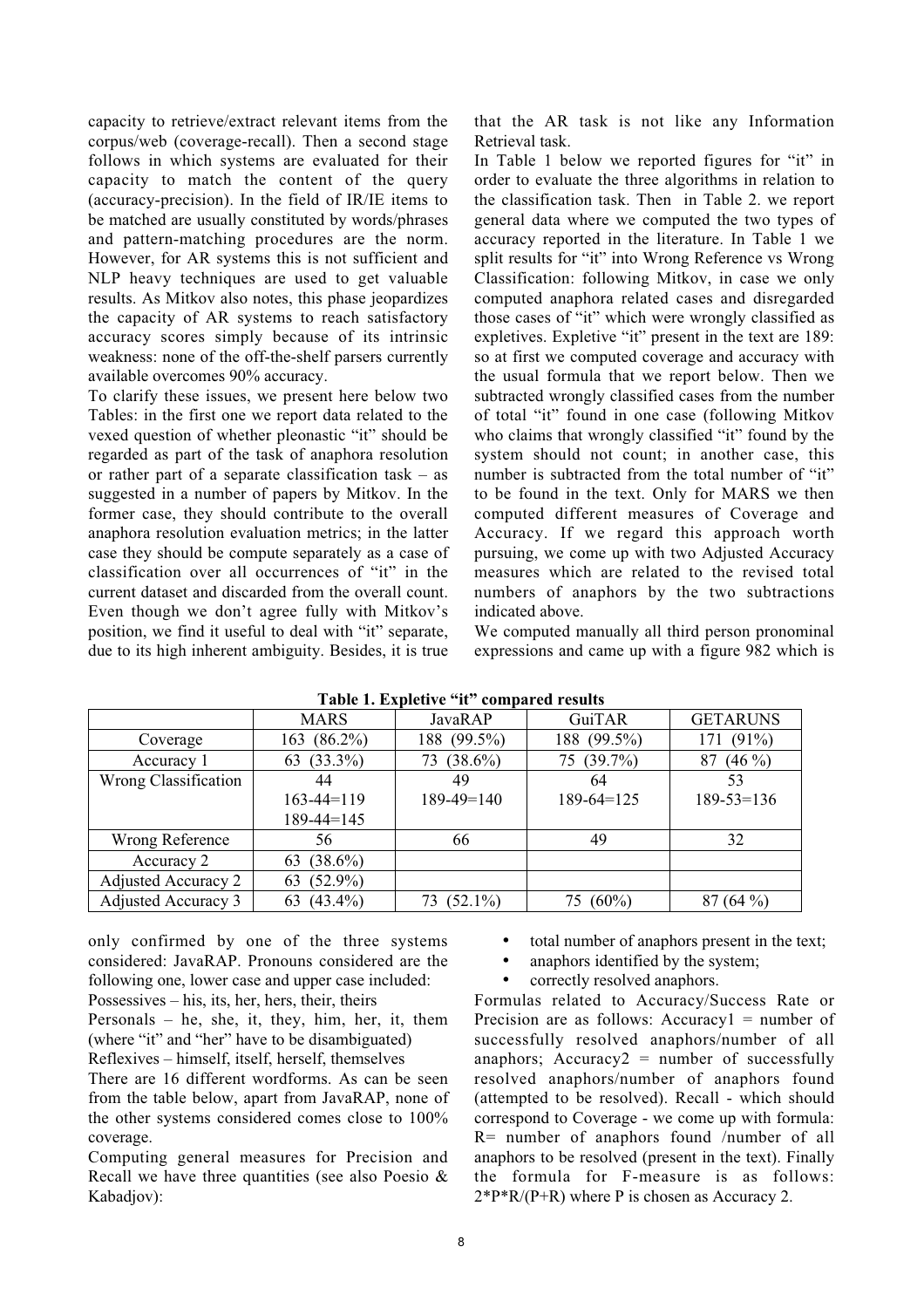capacity to retrieve/extract relevant items from the corpus/web (coverage-recall). Then a second stage follows in which systems are evaluated for their capacity to match the content of the query (accuracy-precision). In the field of IR/IE items to be matched are usually constituted by words/phrases and pattern-matching procedures are the norm. However, for AR systems this is not sufficient and NLP heavy techniques are used to get valuable results. As Mitkov also notes, this phase jeopardizes the capacity of AR systems to reach satisfactory accuracy scores simply because of its intrinsic weakness: none of the off-the-shelf parsers currently available overcomes 90% accuracy.

To clarify these issues, we present here below two Tables: in the first one we report data related to the vexed question of whether pleonastic "it" should be regarded as part of the task of anaphora resolution or rather part of a separate classification task – as suggested in a number of papers by Mitkov. In the former case, they should contribute to the overall anaphora resolution evaluation metrics; in the latter case they should be compute separately as a case of classification over all occurrences of "it" in the current dataset and discarded from the overall count. Even though we don't agree fully with Mitkov's position, we find it useful to deal with "it" separate, due to its high inherent ambiguity. Besides, it is true that the AR task is not like any Information Retrieval task.

In Table 1 below we reported figures for "it" in order to evaluate the three algorithms in relation to the classification task. Then in Table 2. we report general data where we computed the two types of accuracy reported in the literature. In Table 1 we split results for "it" into Wrong Reference vs Wrong Classification: following Mitkov, in case we only computed anaphora related cases and disregarded those cases of "it" which were wrongly classified as expletives. Expletive "it" present in the text are 189: so at first we computed coverage and accuracy with the usual formula that we report below. Then we subtracted wrongly classified cases from the number of total "it" found in one case (following Mitkov who claims that wrongly classified "it" found by the system should not count; in another case, this number is subtracted from the total number of "it" to be found in the text. Only for MARS we then computed different measures of Coverage and Accuracy. If we regard this approach worth pursuing, we come up with two Adjusted Accuracy measures which are related to the revised total numbers of anaphors by the two subtractions indicated above.

We computed manually all third person pronominal expressions and came up with a figure 982 which is only confirmed by one of the three systems considered: JavaRAP. Pronouns considered are the following one, lower case and upper case included:

Possessives – his, its, her, hers, their, theirs

Personals – he, she, it, they, him, her, it, them (where "it" and "her" have to be disambiguated)

Reflexives – himself, itself, herself, themselves

There are 16 different wordforms. As can be seen from the table below, apart from JavaRAP, none of the other systems considered comes close to 100% coverage.

Computing general measures for Precision and Recall we have three quantities (see also Poesio & Kabadjov):

- total number of anaphors present in the text;
- anaphors identified by the system;
- correctly resolved anaphors.

Formulas related to Accuracy/Success Rate or Precision are as follows: Accuracy1 = number of successfully resolved anaphors/number of all anaphors; Accuracy2 = number of successfully resolved anaphors/number of anaphors found (attempted to be resolved). Recall - which should correspond to Coverage - we come up with formula: R= number of anaphors found /number of all anaphors to be resolved (present in the text). Finally the formula for F-measure is as follows: 2\*P\*R/(P+R) where P is chosen as Accuracy 2.

**Table 1. Expletive "it" compared results**

| | MARS | JavaRAP | GuiTAR | GETARUNS |
|---|---|---|---|---|
| Coverage | 163 (86.2%) | 188 (99.5%) | 188 (99.5%) | 171 (91%) |
| Accuracy 1 | 63 (33.3%) | 73 (38.6%) | 75 (39.7%) | 87 (46 %) |
| Wrong Classification | 44<br>163-44=119<br>189-44=145 | 49<br>189-49=140 | 64<br>189-64=125 | 53<br>189-53=136 |
| Wrong Reference | 56 | 66 | 49 | 32 |
| Accuracy 2 | 63 (38.6%) | | | |
| Adjusted Accuracy 2 | 63 (52.9%) | | | |
| Adjusted Accuracy 3 | 63 (43.4%) | 73 (52.1%) | 75 (60%) | 87 (64 %) |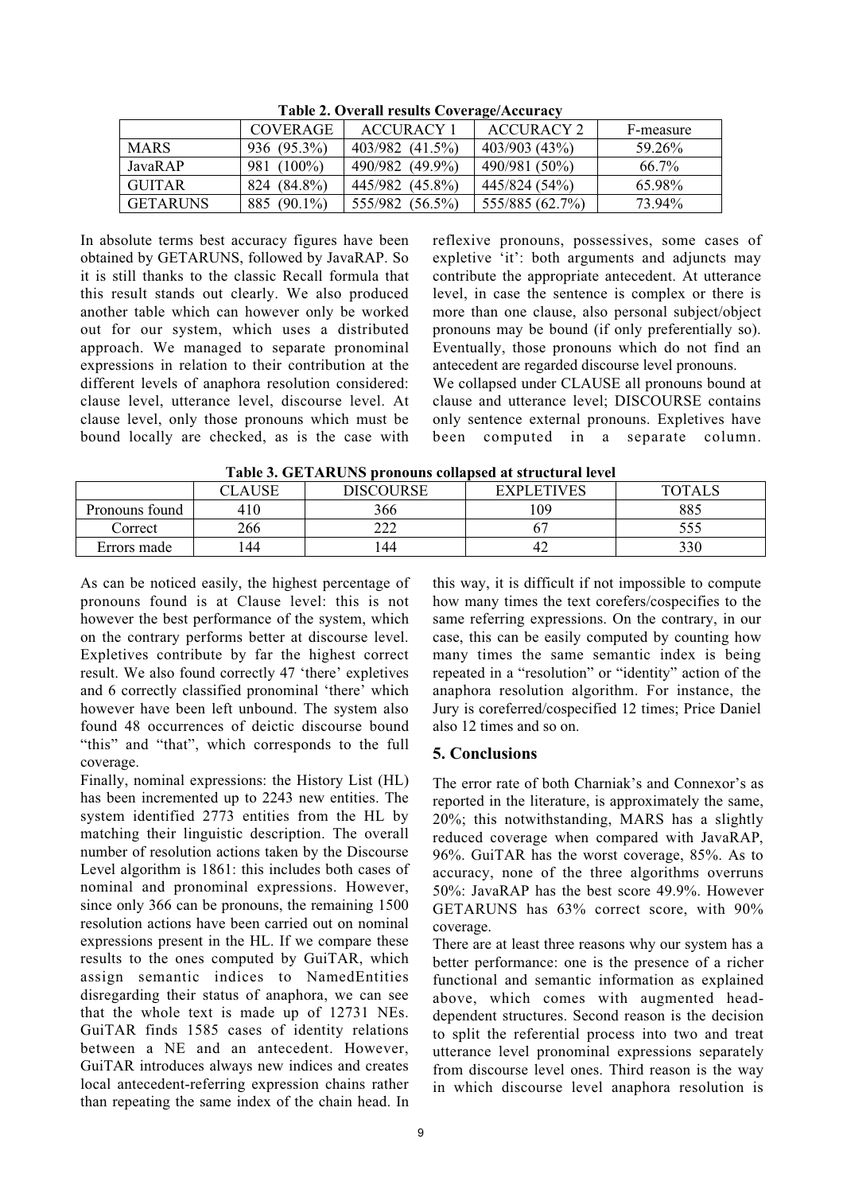**Table 2. Overall results Coverage/Accuracy**

| | COVERAGE | ACCURACY 1 | ACCURACY 2 | F-measure |
|---|---|---|---|---|
| MARS | 936 (95.3%) | 403/982 (41.5%) | 403/903 (43%) | 59.26% |
| JavaRAP | 981 (100%) | 490/982 (49.9%) | 490/981 (50%) | 66.7% |
| GUITAR | 824 (84.8%) | 445/982 (45.8%) | 445/824 (54%) | 65.98% |
| GETARUNS | 885 (90.1%) | 555/982 (56.5%) | 555/885 (62.7%) | 73.94% |

In absolute terms best accuracy figures have been obtained by GETARUNS, followed by JavaRAP. So it is still thanks to the classic Recall formula that this result stands out clearly. We also produced another table which can however only be worked out for our system, which uses a distributed approach. We managed to separate pronominal expressions in relation to their contribution at the different levels of anaphora resolution considered: clause level, utterance level, discourse level. At clause level, only those pronouns which must be bound locally are checked, as is the case with reflexive pronouns, possessives, some cases of expletive 'it': both arguments and adjuncts may contribute the appropriate antecedent. At utterance level, in case the sentence is complex or there is more than one clause, also personal subject/object pronouns may be bound (if only preferentially so). Eventually, those pronouns which do not find an antecedent are regarded discourse level pronouns.
We collapsed under CLAUSE all pronouns bound at clause and utterance level; DISCOURSE contains only sentence external pronouns. Expletives have been computed in a separate column.

**Table 3. GETARUNS pronouns collapsed at structural level**

| | CLAUSE | DISCOURSE | EXPLETIVES | TOTALS |
|---|---|---|---|---|
| Pronouns found | 410 | 366 | 109 | 885 |
| Correct | 266 | 222 | 67 | 555 |
| Errors made | 144 | 144 | 42 | 330 |

As can be noticed easily, the highest percentage of pronouns found is at Clause level: this is not however the best performance of the system, which on the contrary performs better at discourse level. Expletives contribute by far the highest correct result. We also found correctly 47 'there' expletives and 6 correctly classified pronominal 'there' which however have been left unbound. The system also found 48 occurrences of deictic discourse bound "this" and "that", which corresponds to the full coverage.
Finally, nominal expressions: the History List (HL) has been incremented up to 2243 new entities. The system identified 2773 entities from the HL by matching their linguistic description. The overall number of resolution actions taken by the Discourse Level algorithm is 1861: this includes both cases of nominal and pronominal expressions. However, since only 366 can be pronouns, the remaining 1500 resolution actions have been carried out on nominal expressions present in the HL. If we compare these results to the ones computed by GuiTAR, which assign semantic indices to NamedEntities disregarding their status of anaphora, we can see that the whole text is made up of 12731 NEs. GuiTAR finds 1585 cases of identity relations between a NE and an antecedent. However, GuiTAR introduces always new indices and creates local antecedent-referring expression chains rather than repeating the same index of the chain head. In this way, it is difficult if not impossible to compute how many times the text corefers/cospecifies to the same referring expressions. On the contrary, in our case, this can be easily computed by counting how many times the same semantic index is being repeated in a "resolution" or "identity" action of the anaphora resolution algorithm. For instance, the Jury is coreferred/cospecified 12 times; Price Daniel also 12 times and so on.

## 5. Conclusions

The error rate of both Charniak's and Connexor's as reported in the literature, is approximately the same, 20%; this notwithstanding, MARS has a slightly reduced coverage when compared with JavaRAP, 96%. GuiTAR has the worst coverage, 85%. As to accuracy, none of the three algorithms overruns 50%: JavaRAP has the best score 49.9%. However GETARUNS has 63% correct score, with 90% coverage.
There are at least three reasons why our system has a better performance: one is the presence of a richer functional and semantic information as explained above, which comes with augmented head-dependent structures. Second reason is the decision to split the referential process into two and treat utterance level pronominal expressions separately from discourse level ones. Third reason is the way in which discourse level anaphora resolution is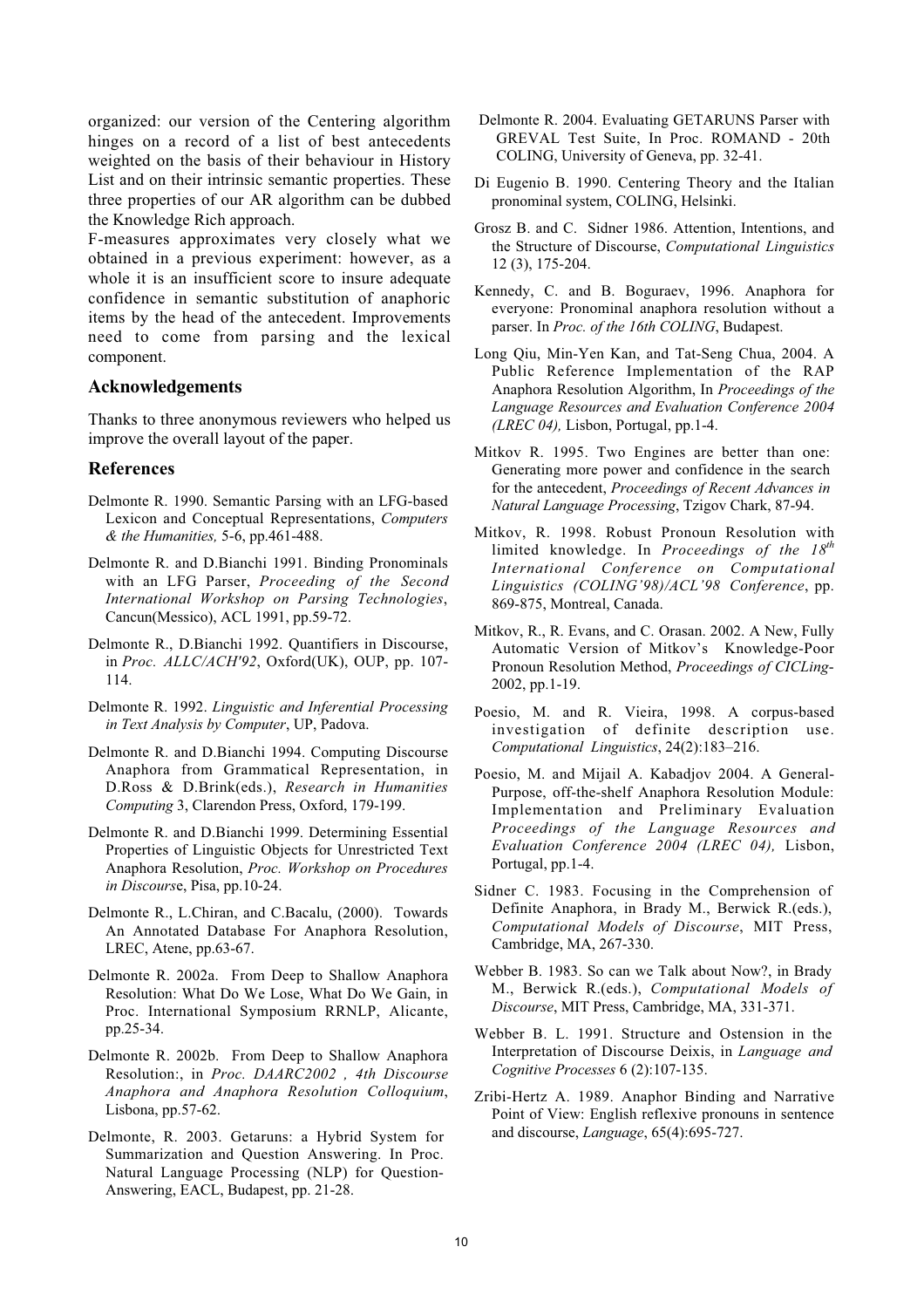organized: our version of the Centering algorithm hinges on a record of a list of best antecedents weighted on the basis of their behaviour in History List and on their intrinsic semantic properties. These three properties of our AR algorithm can be dubbed the Knowledge Rich approach.

F-measures approximates very closely what we obtained in a previous experiment: however, as a whole it is an insufficient score to insure adequate confidence in semantic substitution of anaphoric items by the head of the antecedent. Improvements need to come from parsing and the lexical component.

## Acknowledgements

Thanks to three anonymous reviewers who helped us improve the overall layout of the paper.

## References

Delmonte R. 1990. Semantic Parsing with an LFG-based Lexicon and Conceptual Representations, *Computers & the Humanities,* 5-6, pp.461-488.

Delmonte R. and D.Bianchi 1991. Binding Pronominals with an LFG Parser, *Proceeding of the Second International Workshop on Parsing Technologies*, Cancun(Messico), ACL 1991, pp.59-72.

Delmonte R., D.Bianchi 1992. Quantifiers in Discourse, in *Proc. ALLC/ACH'92*, Oxford(UK), OUP, pp. 107-114.

Delmonte R. 1992. *Linguistic and Inferential Processing in Text Analysis by Computer*, UP, Padova.

Delmonte R. and D.Bianchi 1994. Computing Discourse Anaphora from Grammatical Representation, in D.Ross & D.Brink(eds.), *Research in Humanities Computing* 3, Clarendon Press, Oxford, 179-199.

Delmonte R. and D.Bianchi 1999. Determining Essential Properties of Linguistic Objects for Unrestricted Text Anaphora Resolution, *Proc. Workshop on Procedures in Discours*e, Pisa, pp.10-24.

Delmonte R., L.Chiran, and C.Bacalu, (2000). Towards An Annotated Database For Anaphora Resolution, LREC, Atene, pp.63-67.

Delmonte R. 2002a. From Deep to Shallow Anaphora Resolution: What Do We Lose, What Do We Gain, in Proc. International Symposium RRNLP, Alicante, pp.25-34.

Delmonte R. 2002b. From Deep to Shallow Anaphora Resolution:, in *Proc. DAARC2002 , 4th Discourse Anaphora and Anaphora Resolution Colloquium*, Lisbona, pp.57-62.

Delmonte, R. 2003. Getaruns: a Hybrid System for Summarization and Question Answering. In Proc. Natural Language Processing (NLP) for Question-Answering, EACL, Budapest, pp. 21-28.

Delmonte R. 2004. Evaluating GETARUNS Parser with GREVAL Test Suite, In Proc. ROMAND - 20th COLING, University of Geneva, pp. 32-41.

Di Eugenio B. 1990. Centering Theory and the Italian pronominal system, COLING, Helsinki.

Grosz B. and C. Sidner 1986. Attention, Intentions, and the Structure of Discourse, *Computational Linguistics* 12 (3), 175-204.

Kennedy, C. and B. Boguraev, 1996. Anaphora for everyone: Pronominal anaphora resolution without a parser. In *Proc. of the 16th COLING*, Budapest.

Long Qiu, Min-Yen Kan, and Tat-Seng Chua, 2004. A Public Reference Implementation of the RAP Anaphora Resolution Algorithm, In *Proceedings of the Language Resources and Evaluation Conference 2004 (LREC 04),* Lisbon, Portugal, pp.1-4.

Mitkov R. 1995. Two Engines are better than one: Generating more power and confidence in the search for the antecedent, *Proceedings of Recent Advances in Natural Language Processing*, Tzigov Chark, 87-94.

Mitkov, R. 1998. Robust Pronoun Resolution with limited knowledge. In *Proceedings of the 18th International Conference on Computational Linguistics (COLING'98)/ACL'98 Conference*, pp. 869-875, Montreal, Canada.

Mitkov, R., R. Evans, and C. Orasan. 2002. A New, Fully Automatic Version of Mitkov's Knowledge-Poor Pronoun Resolution Method, *Proceedings of CICLing*-2002, pp.1-19.

Poesio, M. and R. Vieira, 1998. A corpus-based investigation of definite description use. *Computational Linguistics*, 24(2):183–216.

Poesio, M. and Mijail A. Kabadjov 2004. A General-Purpose, off-the-shelf Anaphora Resolution Module: Implementation and Preliminary Evaluation *Proceedings of the Language Resources and Evaluation Conference 2004 (LREC 04),* Lisbon, Portugal, pp.1-4.

Sidner C. 1983. Focusing in the Comprehension of Definite Anaphora, in Brady M., Berwick R.(eds.), *Computational Models of Discourse*, MIT Press, Cambridge, MA, 267-330.

Webber B. 1983. So can we Talk about Now?, in Brady M., Berwick R.(eds.), *Computational Models of Discourse*, MIT Press, Cambridge, MA, 331-371.

Webber B. L. 1991. Structure and Ostension in the Interpretation of Discourse Deixis, in *Language and Cognitive Processes* 6 (2):107-135.

Zribi-Hertz A. 1989. Anaphor Binding and Narrative Point of View: English reflexive pronouns in sentence and discourse, *Language*, 65(4):695-727.